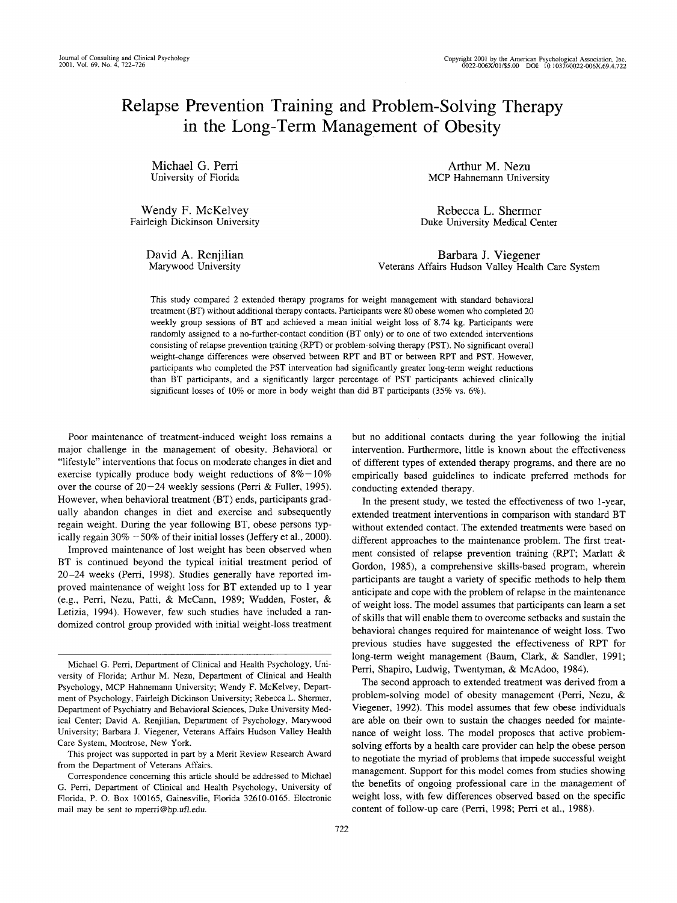# Relapse Prevention Training and Problem-Solving Therapy in the Long-Term Management of Obesity

Michael G. Perri
University of Florida

Arthur M. Nezu
MCP Hahnemann University

Wendy F. McKelvey
Fairleigh Dickinson University

Rebecca L. Shermer
Duke University Medical Center

David A. Renjilian
Marywood University

Barbara J. Viegener
Veterans Affairs Hudson Valley Health Care System

This study compared 2 extended therapy programs for weight management with standard behavioral treatment (BT) without additional therapy contacts. Participants were 80 obese women who completed 20 weekly group sessions of BT and achieved a mean initial weight loss of 8.74 kg. Participants were randomly assigned to a no-further-contact condition (BT only) or to one of two extended interventions consisting of relapse prevention training (RPT) or problem-solving therapy (PST). No significant overall weight-change differences were observed between RPT and BT or between RPT and PST. However, participants who completed the PST intervention had significantly greater long-term weight reductions than BT participants, and a significantly larger percentage of PST participants achieved clinically significant losses of 10% or more in body weight than did BT participants (35% vs. 6%).

Poor maintenance of treatment-induced weight loss remains a major challenge in the management of obesity. Behavioral or "lifestyle" interventions that focus on moderate changes in diet and exercise typically produce body weight reductions of 8%–10% over the course of 20–24 weekly sessions (Perri & Fuller, 1995). However, when behavioral treatment (BT) ends, participants gradually abandon changes in diet and exercise and subsequently regain weight. During the year following BT, obese persons typically regain 30% – 50% of their initial losses (Jeffery et al., 2000).

Improved maintenance of lost weight has been observed when BT is continued beyond the typical initial treatment period of 20–24 weeks (Perri, 1998). Studies generally have reported improved maintenance of weight loss for BT extended up to 1 year (e.g., Perri, Nezu, Patti, & McCann, 1989; Wadden, Foster, & Letizia, 1994). However, few such studies have included a randomized control group provided with initial weight-loss treatment but no additional contacts during the year following the initial intervention. Furthermore, little is known about the effectiveness of different types of extended therapy programs, and there are no empirically based guidelines to indicate preferred methods for conducting extended therapy.

In the present study, we tested the effectiveness of two 1-year, extended treatment interventions in comparison with standard BT without extended contact. The extended treatments were based on different approaches to the maintenance problem. The first treatment consisted of relapse prevention training (RPT; Marlatt & Gordon, 1985), a comprehensive skills-based program, wherein participants are taught a variety of specific methods to help them anticipate and cope with the problem of relapse in the maintenance of weight loss. The model assumes that participants can learn a set of skills that will enable them to overcome setbacks and sustain the behavioral changes required for maintenance of weight loss. Two previous studies have suggested the effectiveness of RPT for long-term weight management (Baum, Clark, & Sandler, 1991; Perri, Shapiro, Ludwig, Twentyman, & McAdoo, 1984).

The second approach to extended treatment was derived from a problem-solving model of obesity management (Perri, Nezu, & Viegener, 1992). This model assumes that few obese individuals are able on their own to sustain the changes needed for maintenance of weight loss. The model proposes that active problem-solving efforts by a health care provider can help the obese person to negotiate the myriad of problems that impede successful weight management. Support for this model comes from studies showing the benefits of ongoing professional care in the management of weight loss, with few differences observed based on the specific content of follow-up care (Perri, 1998; Perri et al., 1988).

---

Michael G. Perri, Department of Clinical and Health Psychology, University of Florida; Arthur M. Nezu, Department of Clinical and Health Psychology, MCP Hahnemann University; Wendy F. McKelvey, Department of Psychology, Fairleigh Dickinson University; Rebecca L. Shermer, Department of Psychiatry and Behavioral Sciences, Duke University Medical Center; David A. Renjilian, Department of Psychology, Marywood University; Barbara J. Viegener, Veterans Affairs Hudson Valley Health Care System, Montrose, New York.

This project was supported in part by a Merit Review Research Award from the Department of Veterans Affairs.

Correspondence concerning this article should be addressed to Michael G. Perri, Department of Clinical and Health Psychology, University of Florida, P. O. Box 100165, Gainesville, Florida 32610-0165. Electronic mail may be sent to mperri@hp.ufl.edu.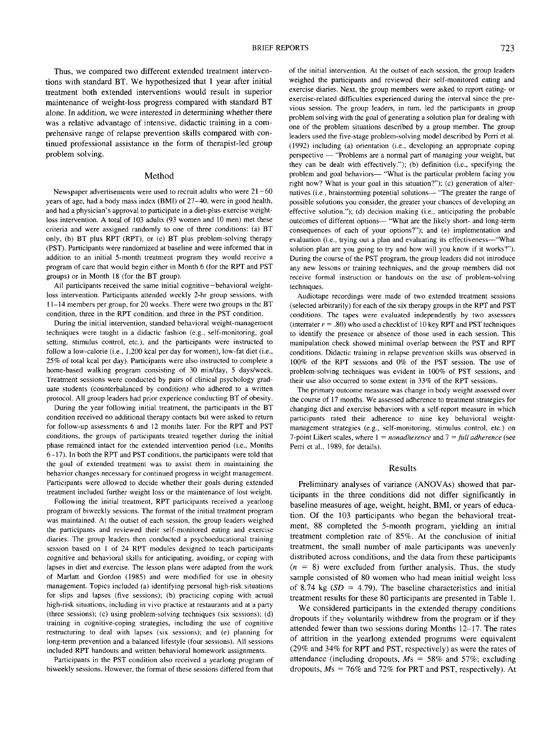Thus, we compared two different extended treatment interventions with standard BT. We hypothesized that 1 year after initial treatment both extended interventions would result in superior maintenance of weight-loss progress compared with standard BT alone. In addition, we were interested in determining whether there was a relative advantage of intensive, didactic training in a comprehensive range of relapse prevention skills compared with continued professional assistance in the form of therapist-led group problem solving.

## Method

Newspaper advertisements were used to recruit adults who were 21–60 years of age, had a body mass index (BMI) of 27–40, were in good health, and had a physician's approval to participate in a diet-plus-exercise weight-loss intervention. A total of 103 adults (93 women and 10 men) met these criteria and were assigned randomly to one of three conditions: (a) BT only, (b) BT plus RPT (RPT), or (c) BT plus problem-solving therapy (PST). Participants were randomized at baseline and were informed that in addition to an initial 5-month treatment program they would receive a program of care that would begin either in Month 6 (for the RPT and PST groups) or in Month 18 (for the BT group).

All participants received the same initial cognitive–behavioral weight-loss intervention. Participants attended weekly 2-hr group sessions, with 11–14 members per group, for 20 weeks. There were two groups in the BT condition, three in the RPT condition, and three in the PST condition.

During the initial intervention, standard behavioral weight-management techniques were taught in a didactic fashion (e.g., self-monitoring, goal setting, stimulus control, etc.), and the participants were instructed to follow a low-calorie (i.e., 1,200 kcal per day for women), low-fat diet (i.e., 25% of total kcal per day). Participants were also instructed to complete a home-based walking program consisting of 30 min/day, 5 days/week. Treatment sessions were conducted by pairs of clinical psychology graduate students (counterbalanced by condition) who adhered to a written protocol. All group leaders had prior experience conducting BT of obesity.

During the year following initial treatment, the participants in the BT condition received no additional therapy contacts but were asked to return for follow-up assessments 6 and 12 months later. For the RPT and PST conditions, the groups of participants treated together during the initial phase remained intact for the extended intervention period (i.e., Months 6–17). In both the RPT and PST conditions, the participants were told that the goal of extended treatment was to assist them in maintaining the behavior changes necessary for continued progress in weight management. Participants were allowed to decide whether their goals during extended treatment included further weight loss or the maintenance of lost weight.

Following the initial treatment, RPT participants received a yearlong program of biweekly sessions. The format of the initial treatment program was maintained. At the outset of each session, the group leaders weighed the participants and reviewed their self-monitored eating and exercise diaries. The group leaders then conducted a psychoeducational training session based on 1 of 24 RPT modules designed to teach participants cognitive and behavioral skills for anticipating, avoiding, or coping with lapses in diet and exercise. The lesson plans were adapted from the work of Marlatt and Gordon (1985) and were modified for use in obesity management. Topics included (a) identifying personal high-risk situations for slips and lapses (five sessions); (b) practicing coping with actual high-risk situations, including in vivo practice at restaurants and at a party (three sessions); (c) using problem-solving techniques (six sessions); (d) training in cognitive-coping strategies, including the use of cognitive restructuring to deal with lapses (six sessions); and (e) planning for long-term prevention and a balanced lifestyle (four sessions). All sessions included RPT handouts and written behavioral homework assignments.

Participants in the PST condition also received a yearlong program of biweekly sessions. However, the format of these sessions differed from that of the initial intervention. At the outset of each session, the group leaders weighed the participants and reviewed their self-monitored eating and exercise diaries. Next, the group members were asked to report eating- or exercise-related difficulties experienced during the interval since the previous session. The group leaders, in turn, led the participants in group problem solving with the goal of generating a solution plan for dealing with one of the problem situations described by a group member. The group leaders used the five-stage problem-solving model described by Perri et al. (1992) including (a) orientation (i.e., developing an appropriate coping perspective — "Problems are a normal part of managing your weight, but they can be dealt with effectively."); (b) definition (i.e., specifying the problem and goal behaviors— "What is the particular problem facing you right now? What is your goal in this situation?"); (c) generation of alternatives (i.e., brainstorming potential solutions— "The greater the range of possible solutions you consider, the greater your chances of developing an effective solution."); (d) decision making (i.e., anticipating the probable outcomes of different options— "What are the likely short- and long-term consequences of each of your options?"); and (e) implementation and evaluation (i.e., trying out a plan and evaluating its effectiveness—"What solution plan are you going to try and how will you know if it works?"). During the course of the PST program, the group leaders did not introduce any new lessons or training techniques, and the group members did not receive formal instruction or handouts on the use of problem-solving techniques.

Audiotape recordings were made of two extended treatment sessions (selected arbitrarily) for each of the six therapy groups in the RPT and PST conditions. The tapes were evaluated independently by two assessors (interrater $r = .80$) who used a checklist of 10 key RPT and PST techniques to identify the presence or absence of those used in each session. This manipulation check showed minimal overlap between the PST and RPT conditions. Didactic training in relapse prevention skills was observed in 100% of the RPT sessions and 0% of the PST session. The use of problem-solving techniques was evident in 100% of PST sessions, and their use also occurred to some extent in 33% of the RPT sessions.

The primary outcome measure was change in body weight assessed over the course of 17 months. We assessed adherence to treatment strategies for changing diet and exercise behaviors with a self-report measure in which participants rated their adherence to nine key behavioral weight-management strategies (e.g., self-monitoring, stimulus control, etc.) on 7-point Likert scales, where 1 = *nonadherence* and 7 = *full adherence* (see Perri et al., 1989, for details).

## Results

Preliminary analyses of variance (ANOVAs) showed that participants in the three conditions did not differ significantly in baseline measures of age, weight, height, BMI, or years of education. Of the 103 participants who began the behavioral treatment, 88 completed the 5-month program, yielding an initial treatment completion rate of 85%. At the conclusion of initial treatment, the small number of male participants was unevenly distributed across conditions, and the data from these participants ($n = 8$) were excluded from further analysis. Thus, the study sample consisted of 80 women who had mean initial weight loss of 8.74 kg ($SD = 4.79$). The baseline characteristics and initial treatment results for these 80 participants are presented in Table 1.

We considered participants in the extended therapy conditions dropouts if they voluntarily withdrew from the program or if they attended fewer than two sessions during Months 12–17. The rates of attrition in the yearlong extended programs were equivalent (29% and 34% for RPT and PST, respectively) as were the rates of attendance (including dropouts, $M$s = 58% and 57%; excluding dropouts, $M$s = 76% and 72% for PRT and PST, respectively). At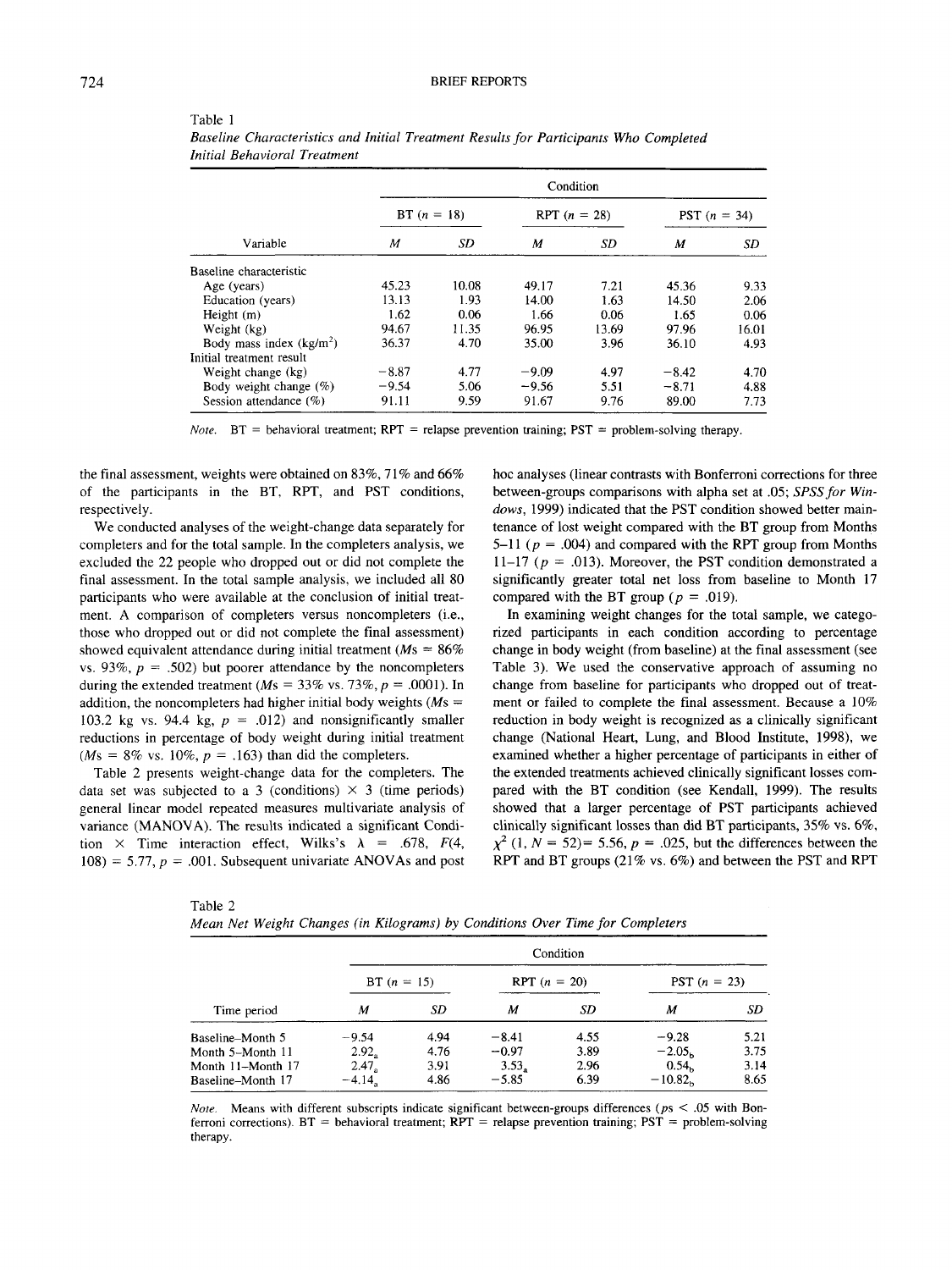Table 1
*Baseline Characteristics and Initial Treatment Results for Participants Who Completed Initial Behavioral Treatment*

| Variable | BT ($n$ = 18) | | RPT ($n$ = 28) | | PST ($n$ = 34) | |
|---|---|---|---|---|---|---|
| | *M* | *SD* | *M* | *SD* | *M* | *SD* |
| Baseline characteristic | | | | | | |
| Age (years) | 45.23 | 10.08 | 49.17 | 7.21 | 45.36 | 9.33 |
| Education (years) | 13.13 | 1.93 | 14.00 | 1.63 | 14.50 | 2.06 |
| Height (m) | 1.62 | 0.06 | 1.66 | 0.06 | 1.65 | 0.06 |
| Weight (kg) | 94.67 | 11.35 | 96.95 | 13.69 | 97.96 | 16.01 |
| Body mass index (kg/m$^2$) | 36.37 | 4.70 | 35.00 | 3.96 | 36.10 | 4.93 |
| Initial treatment result | | | | | | |
| Weight change (kg) | −8.87 | 4.77 | −9.09 | 4.97 | −8.42 | 4.70 |
| Body weight change (%) | −9.54 | 5.06 | −9.56 | 5.51 | −8.71 | 4.88 |
| Session attendance (%) | 91.11 | 9.59 | 91.67 | 9.76 | 89.00 | 7.73 |

*Note.* BT = behavioral treatment; RPT = relapse prevention training; PST = problem-solving therapy.

the final assessment, weights were obtained on 83%, 71% and 66% of the participants in the BT, RPT, and PST conditions, respectively.

We conducted analyses of the weight-change data separately for completers and for the total sample. In the completers analysis, we excluded the 22 people who dropped out or did not complete the final assessment. In the total sample analysis, we included all 80 participants who were available at the conclusion of initial treatment. A comparison of completers versus noncompleters (i.e., those who dropped out or did not complete the final assessment) showed equivalent attendance during initial treatment (*M*s = 86% vs. 93%, $p$ = .502) but poorer attendance by the noncompleters during the extended treatment (*M*s = 33% vs. 73%, $p$ = .0001). In addition, the noncompleters had higher initial body weights (*M*s = 103.2 kg vs. 94.4 kg, $p$ = .012) and nonsignificantly smaller reductions in percentage of body weight during initial treatment (*M*s = 8% vs. 10%, $p$ = .163) than did the completers.

Table 2 presents weight-change data for the completers. The data set was subjected to a 3 (conditions) × 3 (time periods) general linear model repeated measures multivariate analysis of variance (MANOVA). The results indicated a significant Condition × Time interaction effect, Wilks's $\lambda$ = .678, $F(4, 108)$ = 5.77, $p$ = .001. Subsequent univariate ANOVAs and post hoc analyses (linear contrasts with Bonferroni corrections for three between-groups comparisons with alpha set at .05; *SPSS for Windows*, 1999) indicated that the PST condition showed better maintenance of lost weight compared with the BT group from Months 5–11 ($p$ = .004) and compared with the RPT group from Months 11–17 ($p$ = .013). Moreover, the PST condition demonstrated a significantly greater total net loss from baseline to Month 17 compared with the BT group ($p$ = .019).

In examining weight changes for the total sample, we categorized participants in each condition according to percentage change in body weight (from baseline) at the final assessment (see Table 3). We used the conservative approach of assuming no change from baseline for participants who dropped out of treatment or failed to complete the final assessment. Because a 10% reduction in body weight is recognized as a clinically significant change (National Heart, Lung, and Blood Institute, 1998), we examined whether a higher percentage of participants in either of the extended treatments achieved clinically significant losses compared with the BT condition (see Kendall, 1999). The results showed that a larger percentage of PST participants achieved clinically significant losses than did BT participants, 35% vs. 6%, $\chi^2$ (1, $N$ = 52)= 5.56, $p$ = .025, but the differences between the RPT and BT groups (21% vs. 6%) and between the PST and RPT

Table 2
*Mean Net Weight Changes (in Kilograms) by Conditions Over Time for Completers*

| Time period | BT ($n$ = 15) | | RPT ($n$ = 20) | | PST ($n$ = 23) | |
|---|---|---|---|---|---|---|
| | *M* | *SD* | *M* | *SD* | *M* | *SD* |
| Baseline–Month 5 | −9.54 | 4.94 | −8.41 | 4.55 | −9.28 | 5.21 |
| Month 5–Month 11 | $2.92_a$ | 4.76 | −0.97 | 3.89 | $-2.05_b$ | 3.75 |
| Month 11–Month 17 | $2.47_a$ | 3.91 | $3.53_a$ | 2.96 | $0.54_b$ | 3.14 |
| Baseline–Month 17 | $-4.14_a$ | 4.86 | −5.85 | 6.39 | $-10.82_b$ | 8.65 |

*Note.* Means with different subscripts indicate significant between-groups differences ($p$s < .05 with Bonferroni corrections). BT = behavioral treatment; RPT = relapse prevention training; PST = problem-solving therapy.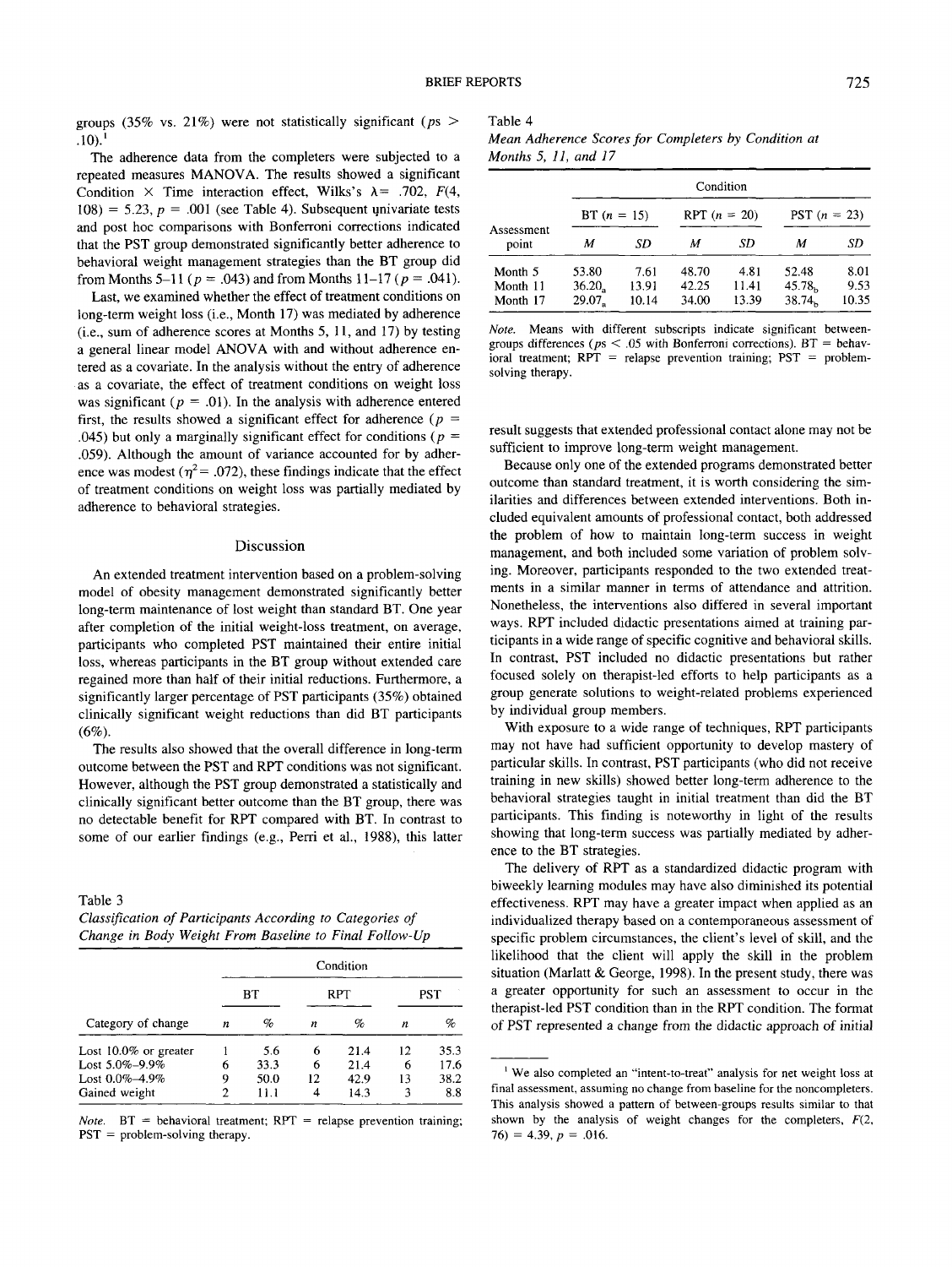groups (35% vs. 21%) were not statistically significant ($ps > .10$).[1]

The adherence data from the completers were subjected to a repeated measures MANOVA. The results showed a significant Condition × Time interaction effect, Wilks's $\lambda = .702$, $F(4, 108) = 5.23$, $p = .001$ (see Table 4). Subsequent univariate tests and post hoc comparisons with Bonferroni corrections indicated that the PST group demonstrated significantly better adherence to behavioral weight management strategies than the BT group did from Months 5–11 ($p = .043$) and from Months 11–17 ($p = .041$).

Last, we examined whether the effect of treatment conditions on long-term weight loss (i.e., Month 17) was mediated by adherence (i.e., sum of adherence scores at Months 5, 11, and 17) by testing a general linear model ANOVA with and without adherence entered as a covariate. In the analysis without the entry of adherence as a covariate, the effect of treatment conditions on weight loss was significant ($p = .01$). In the analysis with adherence entered first, the results showed a significant effect for adherence ($p = .045$) but only a marginally significant effect for conditions ($p = .059$). Although the amount of variance accounted for by adherence was modest ($\eta^2 = .072$), these findings indicate that the effect of treatment conditions on weight loss was partially mediated by adherence to behavioral strategies.

## Discussion

An extended treatment intervention based on a problem-solving model of obesity management demonstrated significantly better long-term maintenance of lost weight than standard BT. One year after completion of the initial weight-loss treatment, on average, participants who completed PST maintained their entire initial loss, whereas participants in the BT group without extended care regained more than half of their initial reductions. Furthermore, a significantly larger percentage of PST participants (35%) obtained clinically significant weight reductions than did BT participants (6%).

The results also showed that the overall difference in long-term outcome between the PST and RPT conditions was not significant. However, although the PST group demonstrated a statistically and clinically significant better outcome than the BT group, there was no detectable benefit for RPT compared with BT. In contrast to some of our earlier findings (e.g., Perri et al., 1988), this latter result suggests that extended professional contact alone may not be sufficient to improve long-term weight management.

Because only one of the extended programs demonstrated better outcome than standard treatment, it is worth considering the similarities and differences between extended interventions. Both included equivalent amounts of professional contact, both addressed the problem of how to maintain long-term success in weight management, and both included some variation of problem solving. Moreover, participants responded to the two extended treatments in a similar manner in terms of attendance and attrition. Nonetheless, the interventions also differed in several important ways. RPT included didactic presentations aimed at training participants in a wide range of specific cognitive and behavioral skills. In contrast, PST included no didactic presentations but rather focused solely on therapist-led efforts to help participants as a group generate solutions to weight-related problems experienced by individual group members.

With exposure to a wide range of techniques, RPT participants may not have had sufficient opportunity to develop mastery of particular skills. In contrast, PST participants (who did not receive training in new skills) showed better long-term adherence to the behavioral strategies taught in initial treatment than did the BT participants. This finding is noteworthy in light of the results showing that long-term success was partially mediated by adherence to the BT strategies.

The delivery of RPT as a standardized didactic program with biweekly learning modules may have also diminished its potential effectiveness. RPT may have a greater impact when applied as an individualized therapy based on a contemporaneous assessment of specific problem circumstances, the client's level of skill, and the likelihood that the client will apply the skill in the problem situation (Marlatt & George, 1998). In the present study, there was a greater opportunity for such an assessment to occur in the therapist-led PST condition than in the RPT condition. The format of PST represented a change from the didactic approach of initial

Table 3
*Classification of Participants According to Categories of Change in Body Weight From Baseline to Final Follow-Up*

| | Condition | | | | | |
|---|---|---|---|---|---|---|
| | BT | | RPT | | PST | |
| Category of change | $n$ | % | $n$ | % | $n$ | % |
| Lost 10.0% or greater | 1 | 5.6 | 6 | 21.4 | 12 | 35.3 |
| Lost 5.0%–9.9% | 6 | 33.3 | 6 | 21.4 | 6 | 17.6 |
| Lost 0.0%–4.9% | 9 | 50.0 | 12 | 42.9 | 13 | 38.2 |
| Gained weight | 2 | 11.1 | 4 | 14.3 | 3 | 8.8 |

*Note.* BT = behavioral treatment; RPT = relapse prevention training; PST = problem-solving therapy.

Table 4
*Mean Adherence Scores for Completers by Condition at Months 5, 11, and 17*

| | Condition | | | | | |
|---|---|---|---|---|---|---|
| | BT ($n$ = 15) | | RPT ($n$ = 20) | | PST ($n$ = 23) | |
| Assessment point | $M$ | $SD$ | $M$ | $SD$ | $M$ | $SD$ |
| Month 5 | 53.80 | 7.61 | 48.70 | 4.81 | 52.48 | 8.01 |
| Month 11 | $36.20_a$ | 13.91 | 42.25 | 11.41 | $45.78_b$ | 9.53 |
| Month 17 | $29.07_a$ | 10.14 | 34.00 | 13.39 | $38.74_b$ | 10.35 |

*Note.* Means with different subscripts indicate significant between-groups differences ($ps < .05$ with Bonferroni corrections). BT = behavioral treatment; RPT = relapse prevention training; PST = problem-solving therapy.

[1] We also completed an "intent-to-treat" analysis for net weight loss at final assessment, assuming no change from baseline for the noncompleters. This analysis showed a pattern of between-groups results similar to that shown by the analysis of weight changes for the completers, $F(2, 76) = 4.39$, $p = .016$.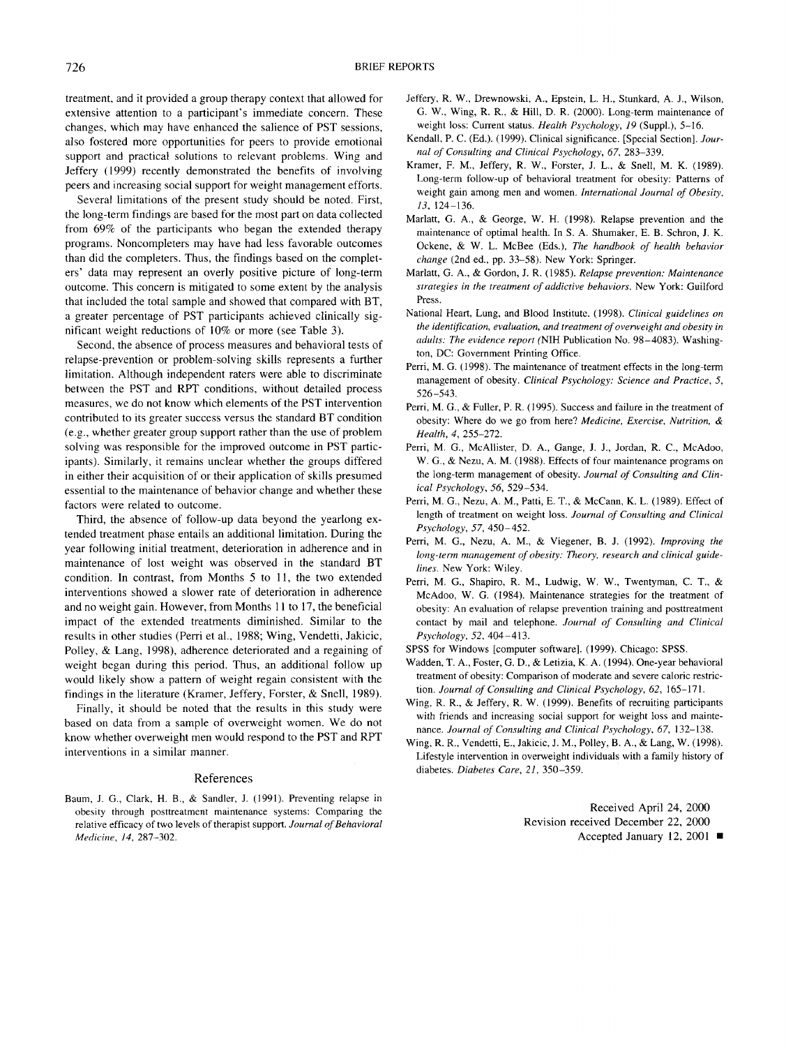treatment, and it provided a group therapy context that allowed for extensive attention to a participant's immediate concern. These changes, which may have enhanced the salience of PST sessions, also fostered more opportunities for peers to provide emotional support and practical solutions to relevant problems. Wing and Jeffery (1999) recently demonstrated the benefits of involving peers and increasing social support for weight management efforts.

Several limitations of the present study should be noted. First, the long-term findings are based for the most part on data collected from 69% of the participants who began the extended therapy programs. Noncompleters may have had less favorable outcomes than did the completers. Thus, the findings based on the completers' data may represent an overly positive picture of long-term outcome. This concern is mitigated to some extent by the analysis that included the total sample and showed that compared with BT, a greater percentage of PST participants achieved clinically significant weight reductions of 10% or more (see Table 3).

Second, the absence of process measures and behavioral tests of relapse-prevention or problem-solving skills represents a further limitation. Although independent raters were able to discriminate between the PST and RPT conditions, without detailed process measures, we do not know which elements of the PST intervention contributed to its greater success versus the standard BT condition (e.g., whether greater group support rather than the use of problem solving was responsible for the improved outcome in PST participants). Similarly, it remains unclear whether the groups differed in either their acquisition of or their application of skills presumed essential to the maintenance of behavior change and whether these factors were related to outcome.

Third, the absence of follow-up data beyond the yearlong extended treatment phase entails an additional limitation. During the year following initial treatment, deterioration in adherence and in maintenance of lost weight was observed in the standard BT condition. In contrast, from Months 5 to 11, the two extended interventions showed a slower rate of deterioration in adherence and no weight gain. However, from Months 11 to 17, the beneficial impact of the extended treatments diminished. Similar to the results in other studies (Perri et al., 1988; Wing, Vendetti, Jakicic, Polley, & Lang, 1998), adherence deteriorated and a regaining of weight began during this period. Thus, an additional follow up would likely show a pattern of weight regain consistent with the findings in the literature (Kramer, Jeffery, Forster, & Snell, 1989).

Finally, it should be noted that the results in this study were based on data from a sample of overweight women. We do not know whether overweight men would respond to the PST and RPT interventions in a similar manner.

## References

Baum, J. G., Clark, H. B., & Sandler, J. (1991). Preventing relapse in obesity through posttreatment maintenance systems: Comparing the relative efficacy of two levels of therapist support. *Journal of Behavioral Medicine, 14,* 287–302.

Jeffery, R. W., Drewnowski, A., Epstein, L. H., Stunkard, A. J., Wilson, G. W., Wing, R. R., & Hill, D. R. (2000). Long-term maintenance of weight loss: Current status. *Health Psychology, 19* (Suppl.), 5–16.

Kendall, P. C. (Ed.). (1999). Clinical significance. [Special Section]. *Journal of Consulting and Clinical Psychology, 67,* 283–339.

Kramer, F. M., Jeffery, R. W., Forster, J. L., & Snell, M. K. (1989). Long-term follow-up of behavioral treatment for obesity: Patterns of weight gain among men and women. *International Journal of Obesity, 13,* 124–136.

Marlatt, G. A., & George, W. H. (1998). Relapse prevention and the maintenance of optimal health. In S. A. Shumaker, E. B. Schron, J. K. Ockene, & W. L. McBee (Eds.), *The handbook of health behavior change* (2nd ed., pp. 33–58). New York: Springer.

Marlatt, G. A., & Gordon, J. R. (1985). *Relapse prevention: Maintenance strategies in the treatment of addictive behaviors.* New York: Guilford Press.

National Heart, Lung, and Blood Institute. (1998). *Clinical guidelines on the identification, evaluation, and treatment of overweight and obesity in adults: The evidence report* (NIH Publication No. 98–4083). Washington, DC: Government Printing Office.

Perri, M. G. (1998). The maintenance of treatment effects in the long-term management of obesity. *Clinical Psychology: Science and Practice, 5,* 526–543.

Perri, M. G., & Fuller, P. R. (1995). Success and failure in the treatment of obesity: Where do we go from here? *Medicine, Exercise, Nutrition, & Health, 4,* 255–272.

Perri, M. G., McAllister, D. A., Gange, J. J., Jordan, R. C., McAdoo, W. G., & Nezu, A. M. (1988). Effects of four maintenance programs on the long-term management of obesity. *Journal of Consulting and Clinical Psychology, 56,* 529–534.

Perri, M. G., Nezu, A. M., Patti, E. T., & McCann, K. L. (1989). Effect of length of treatment on weight loss. *Journal of Consulting and Clinical Psychology, 57,* 450–452.

Perri, M. G., Nezu, A. M., & Viegener, B. J. (1992). *Improving the long-term management of obesity: Theory, research and clinical guidelines.* New York: Wiley.

Perri, M. G., Shapiro, R. M., Ludwig, W. W., Twentyman, C. T., & McAdoo, W. G. (1984). Maintenance strategies for the treatment of obesity: An evaluation of relapse prevention training and posttreatment contact by mail and telephone. *Journal of Consulting and Clinical Psychology, 52,* 404–413.

SPSS for Windows [computer software]. (1999). Chicago: SPSS.

Wadden, T. A., Foster, G. D., & Letizia, K. A. (1994). One-year behavioral treatment of obesity: Comparison of moderate and severe caloric restriction. *Journal of Consulting and Clinical Psychology, 62,* 165–171.

Wing, R. R., & Jeffery, R. W. (1999). Benefits of recruiting participants with friends and increasing social support for weight loss and maintenance. *Journal of Consulting and Clinical Psychology, 67,* 132–138.

Wing, R. R., Vendetti, E., Jakicic, J. M., Polley, B. A., & Lang, W. (1998). Lifestyle intervention in overweight individuals with a family history of diabetes. *Diabetes Care, 21,* 350–359.

Received April 24, 2000
Revision received December 22, 2000
Accepted January 12, 2001 ■